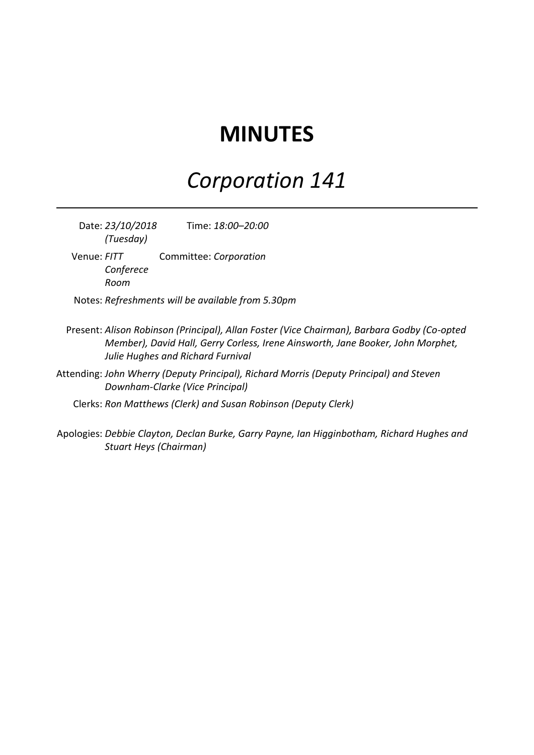# MINUTES

## *Corporation 141*

---

Date: *23/10/2018 (Tuesday)* Time: *18:00–20:00*

Venue: *FITT Conferece Room* Committee: *Corporation*

Notes: *Refreshments will be available from 5.30pm*

Present: *Alison Robinson (Principal), Allan Foster (Vice Chairman), Barbara Godby (Co-opted Member), David Hall, Gerry Corless, Irene Ainsworth, Jane Booker, John Morphet, Julie Hughes and Richard Furnival*

Attending: *John Wherry (Deputy Principal), Richard Morris (Deputy Principal) and Steven Downham-Clarke (Vice Principal)*

Clerks: *Ron Matthews (Clerk) and Susan Robinson (Deputy Clerk)*

Apologies: *Debbie Clayton, Declan Burke, Garry Payne, Ian Higginbotham, Richard Hughes and Stuart Heys (Chairman)*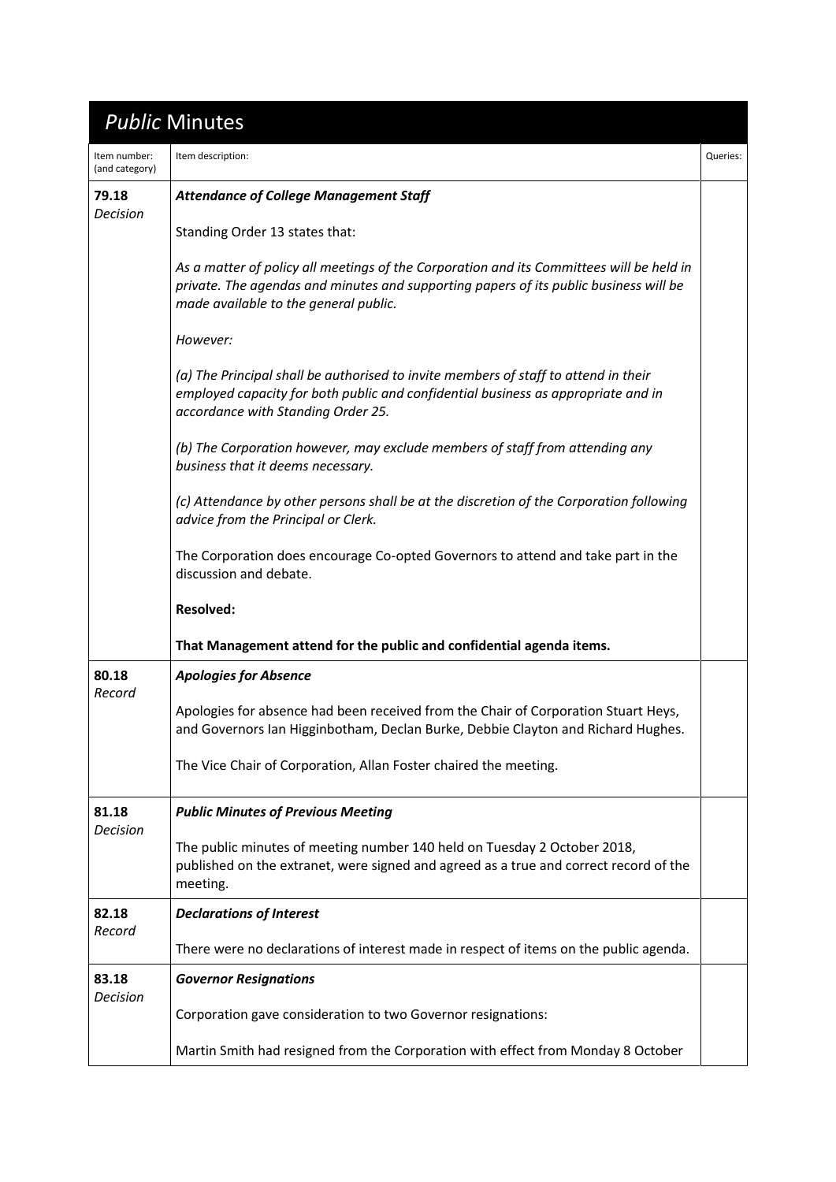# *Public* Minutes

| Item number: (and category) | Item description: | Queries: |
|---|---|---|
| **79.18** *Decision* | ***Attendance of College Management Staff***<br><br>Standing Order 13 states that:<br><br>*As a matter of policy all meetings of the Corporation and its Committees will be held in private. The agendas and minutes and supporting papers of its public business will be made available to the general public.*<br><br>*However:*<br><br>*(a) The Principal shall be authorised to invite members of staff to attend in their employed capacity for both public and confidential business as appropriate and in accordance with Standing Order 25.*<br><br>*(b) The Corporation however, may exclude members of staff from attending any business that it deems necessary.*<br><br>*(c) Attendance by other persons shall be at the discretion of the Corporation following advice from the Principal or Clerk.*<br><br>The Corporation does encourage Co-opted Governors to attend and take part in the discussion and debate.<br><br>**Resolved:**<br><br>**That Management attend for the public and confidential agenda items.** | |
| **80.18** *Record* | ***Apologies for Absence***<br><br>Apologies for absence had been received from the Chair of Corporation Stuart Heys, and Governors Ian Higginbotham, Declan Burke, Debbie Clayton and Richard Hughes.<br><br>The Vice Chair of Corporation, Allan Foster chaired the meeting. | |
| **81.18** *Decision* | ***Public Minutes of Previous Meeting***<br><br>The public minutes of meeting number 140 held on Tuesday 2 October 2018, published on the extranet, were signed and agreed as a true and correct record of the meeting. | |
| **82.18** *Record* | ***Declarations of Interest***<br><br>There were no declarations of interest made in respect of items on the public agenda. | |
| **83.18** *Decision* | ***Governor Resignations***<br><br>Corporation gave consideration to two Governor resignations:<br><br>Martin Smith had resigned from the Corporation with effect from Monday 8 October | |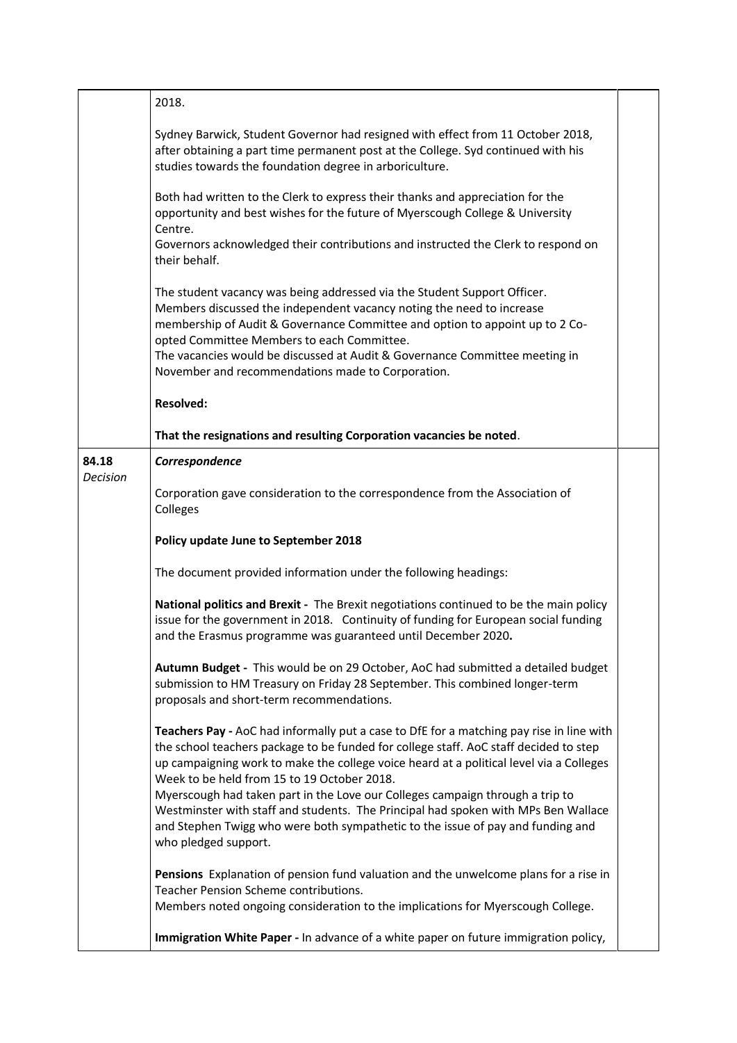| | | |
|---|---|---|
| | 2018.<br><br>Sydney Barwick, Student Governor had resigned with effect from 11 October 2018, after obtaining a part time permanent post at the College. Syd continued with his studies towards the foundation degree in arboriculture.<br><br>Both had written to the Clerk to express their thanks and appreciation for the opportunity and best wishes for the future of Myerscough College & University Centre.<br>Governors acknowledged their contributions and instructed the Clerk to respond on their behalf.<br><br>The student vacancy was being addressed via the Student Support Officer.<br>Members discussed the independent vacancy noting the need to increase membership of Audit & Governance Committee and option to appoint up to 2 Co-opted Committee Members to each Committee.<br>The vacancies would be discussed at Audit & Governance Committee meeting in November and recommendations made to Corporation.<br><br>**Resolved:**<br><br>**That the resignations and resulting Corporation vacancies be noted**. | |
| 84.18<br>*Decision* | ***Correspondence***<br><br>Corporation gave consideration to the correspondence from the Association of Colleges<br><br>**Policy update June to September 2018**<br><br>The document provided information under the following headings:<br><br>**National politics and Brexit -** The Brexit negotiations continued to be the main policy issue for the government in 2018. Continuity of funding for European social funding and the Erasmus programme was guaranteed until December 2020**.**<br><br>**Autumn Budget -** This would be on 29 October, AoC had submitted a detailed budget submission to HM Treasury on Friday 28 September. This combined longer-term proposals and short-term recommendations.<br><br>**Teachers Pay -** AoC had informally put a case to DfE for a matching pay rise in line with the school teachers package to be funded for college staff. AoC staff decided to step up campaigning work to make the college voice heard at a political level via a Colleges Week to be held from 15 to 19 October 2018.<br>Myerscough had taken part in the Love our Colleges campaign through a trip to Westminster with staff and students. The Principal had spoken with MPs Ben Wallace and Stephen Twigg who were both sympathetic to the issue of pay and funding and who pledged support.<br><br>**Pensions** Explanation of pension fund valuation and the unwelcome plans for a rise in Teacher Pension Scheme contributions.<br>Members noted ongoing consideration to the implications for Myerscough College.<br><br>**Immigration White Paper -** In advance of a white paper on future immigration policy, | |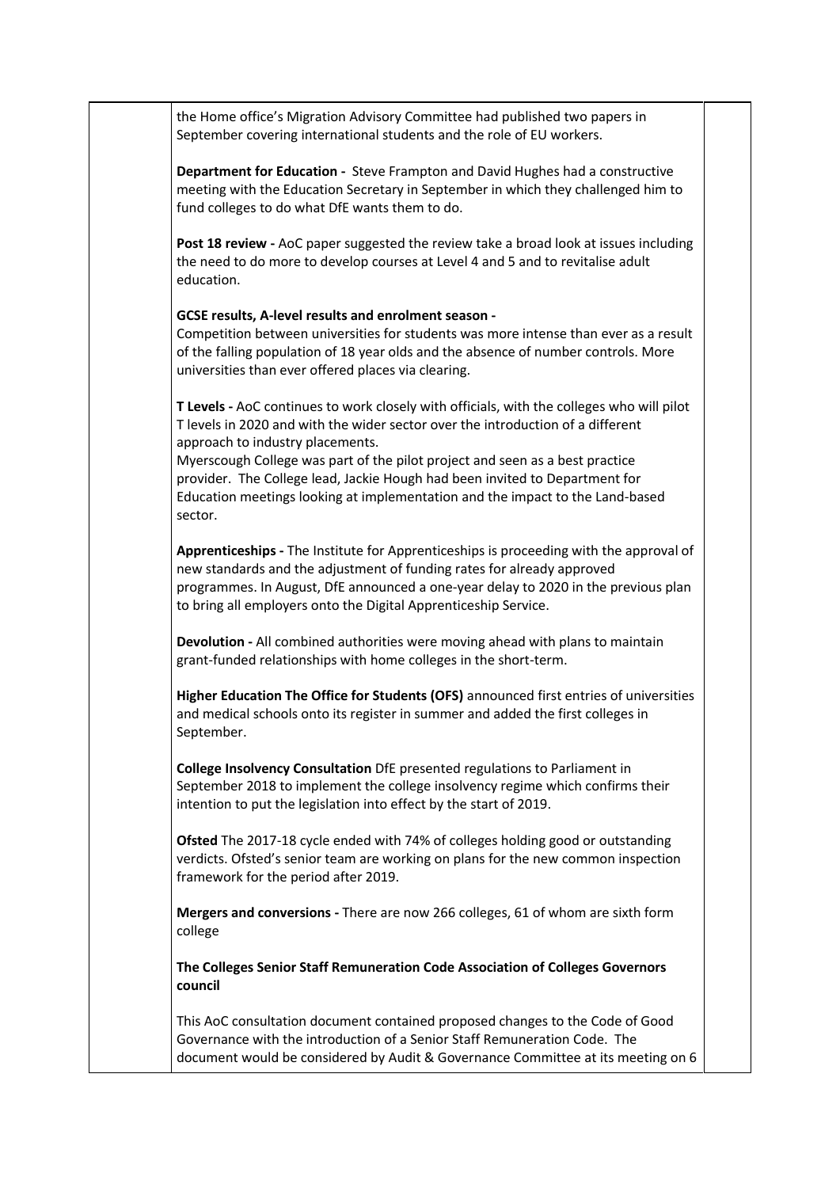the Home office's Migration Advisory Committee had published two papers in September covering international students and the role of EU workers.

**Department for Education -** Steve Frampton and David Hughes had a constructive meeting with the Education Secretary in September in which they challenged him to fund colleges to do what DfE wants them to do.

**Post 18 review -** AoC paper suggested the review take a broad look at issues including the need to do more to develop courses at Level 4 and 5 and to revitalise adult education.

**GCSE results, A-level results and enrolment season -**
Competition between universities for students was more intense than ever as a result of the falling population of 18 year olds and the absence of number controls. More universities than ever offered places via clearing.

**T Levels -** AoC continues to work closely with officials, with the colleges who will pilot T levels in 2020 and with the wider sector over the introduction of a different approach to industry placements.
Myerscough College was part of the pilot project and seen as a best practice provider. The College lead, Jackie Hough had been invited to Department for Education meetings looking at implementation and the impact to the Land-based sector.

**Apprenticeships -** The Institute for Apprenticeships is proceeding with the approval of new standards and the adjustment of funding rates for already approved programmes. In August, DfE announced a one-year delay to 2020 in the previous plan to bring all employers onto the Digital Apprenticeship Service.

**Devolution -** All combined authorities were moving ahead with plans to maintain grant-funded relationships with home colleges in the short-term.

**Higher Education The Office for Students (OFS)** announced first entries of universities and medical schools onto its register in summer and added the first colleges in September.

**College Insolvency Consultation** DfE presented regulations to Parliament in September 2018 to implement the college insolvency regime which confirms their intention to put the legislation into effect by the start of 2019.

**Ofsted** The 2017-18 cycle ended with 74% of colleges holding good or outstanding verdicts. Ofsted's senior team are working on plans for the new common inspection framework for the period after 2019.

**Mergers and conversions -** There are now 266 colleges, 61 of whom are sixth form college

**The Colleges Senior Staff Remuneration Code Association of Colleges Governors council**

This AoC consultation document contained proposed changes to the Code of Good Governance with the introduction of a Senior Staff Remuneration Code. The document would be considered by Audit & Governance Committee at its meeting on 6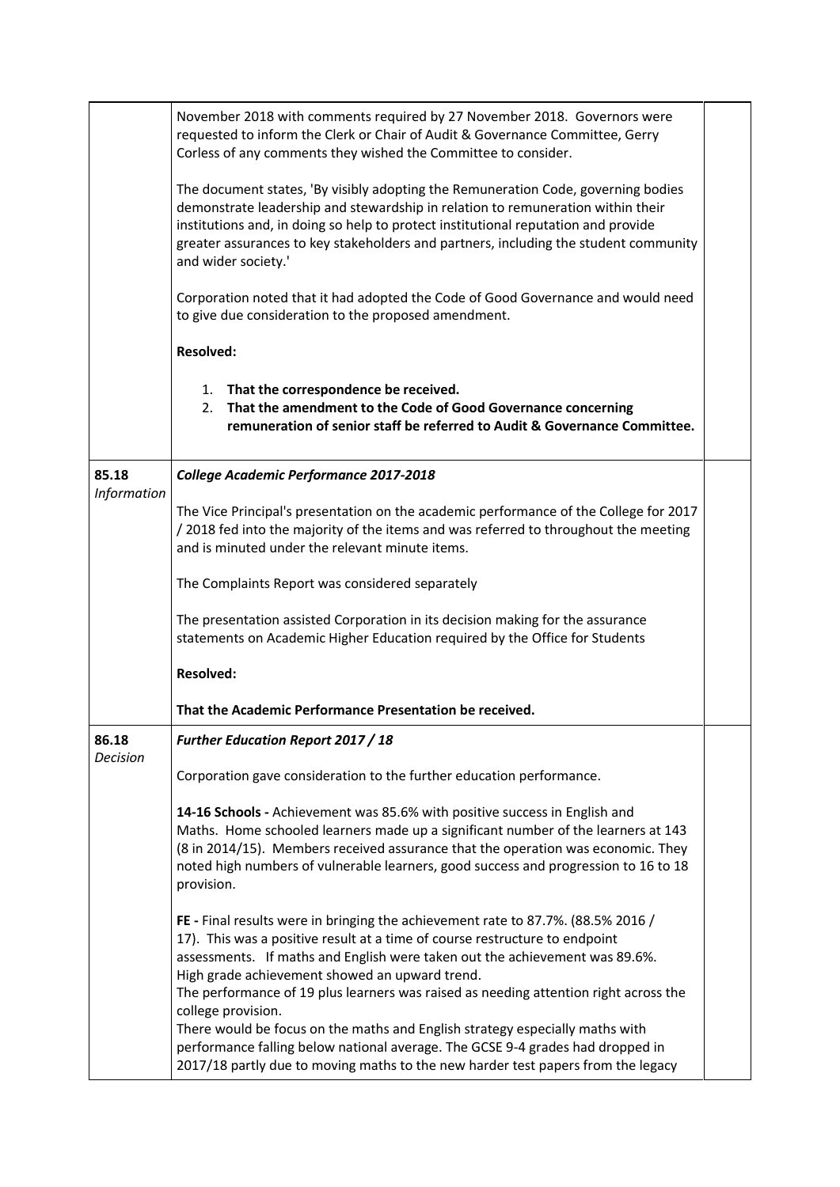| | | |
|---|---|---|
| | November 2018 with comments required by 27 November 2018. Governors were requested to inform the Clerk or Chair of Audit & Governance Committee, Gerry Corless of any comments they wished the Committee to consider.<br><br>The document states, 'By visibly adopting the Remuneration Code, governing bodies demonstrate leadership and stewardship in relation to remuneration within their institutions and, in doing so help to protect institutional reputation and provide greater assurances to key stakeholders and partners, including the student community and wider society.'<br><br>Corporation noted that it had adopted the Code of Good Governance and would need to give due consideration to the proposed amendment.<br><br>**Resolved:**<br><br>1. **That the correspondence be received.**<br>2. **That the amendment to the Code of Good Governance concerning remuneration of senior staff be referred to Audit & Governance Committee.** | |
| **85.18**<br>*Information* | ***College Academic Performance 2017-2018***<br><br>The Vice Principal's presentation on the academic performance of the College for 2017 / 2018 fed into the majority of the items and was referred to throughout the meeting and is minuted under the relevant minute items.<br><br>The Complaints Report was considered separately<br><br>The presentation assisted Corporation in its decision making for the assurance statements on Academic Higher Education required by the Office for Students<br><br>**Resolved:**<br><br>**That the Academic Performance Presentation be received.** | |
| **86.18**<br>*Decision* | ***Further Education Report 2017 / 18***<br><br>Corporation gave consideration to the further education performance.<br><br>**14-16 Schools -** Achievement was 85.6% with positive success in English and Maths. Home schooled learners made up a significant number of the learners at 143 (8 in 2014/15). Members received assurance that the operation was economic. They noted high numbers of vulnerable learners, good success and progression to 16 to 18 provision.<br><br>**FE -** Final results were in bringing the achievement rate to 87.7%. (88.5% 2016 / 17). This was a positive result at a time of course restructure to endpoint assessments. If maths and English were taken out the achievement was 89.6%. High grade achievement showed an upward trend.<br>The performance of 19 plus learners was raised as needing attention right across the college provision.<br>There would be focus on the maths and English strategy especially maths with performance falling below national average. The GCSE 9-4 grades had dropped in 2017/18 partly due to moving maths to the new harder test papers from the legacy | |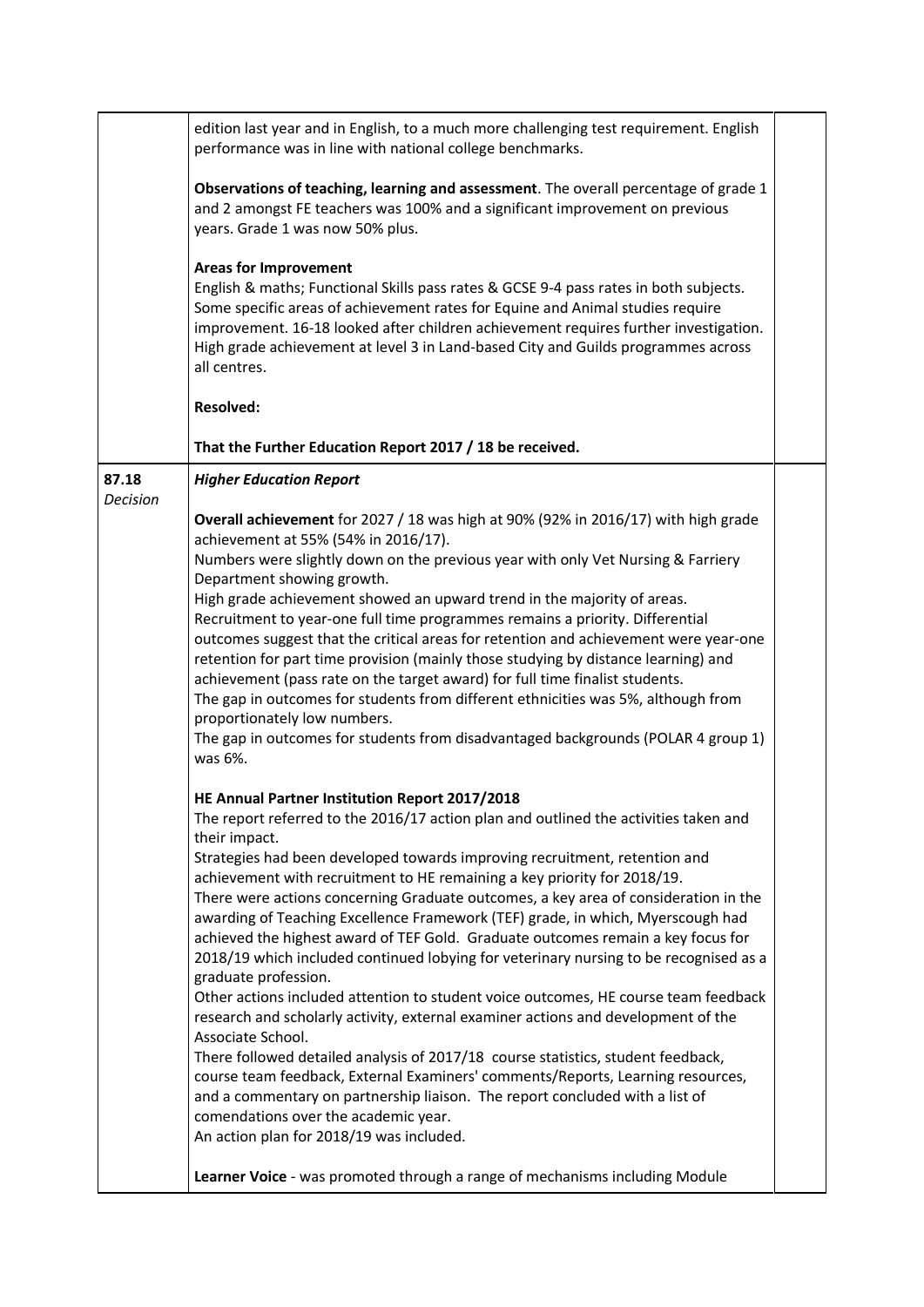| | | |
|---|---|---|
| | edition last year and in English, to a much more challenging test requirement. English performance was in line with national college benchmarks.<br><br>**Observations of teaching, learning and assessment**. The overall percentage of grade 1 and 2 amongst FE teachers was 100% and a significant improvement on previous years. Grade 1 was now 50% plus.<br><br>**Areas for Improvement**<br>English & maths; Functional Skills pass rates & GCSE 9-4 pass rates in both subjects. Some specific areas of achievement rates for Equine and Animal studies require improvement. 16-18 looked after children achievement requires further investigation. High grade achievement at level 3 in Land-based City and Guilds programmes across all centres.<br><br>**Resolved:**<br><br>**That the Further Education Report 2017 / 18 be received.** | |
| 87.18<br>*Decision* | ***Higher Education Report***<br><br>**Overall achievement** for 2027 / 18 was high at 90% (92% in 2016/17) with high grade achievement at 55% (54% in 2016/17).<br>Numbers were slightly down on the previous year with only Vet Nursing & Farriery Department showing growth.<br>High grade achievement showed an upward trend in the majority of areas.<br>Recruitment to year-one full time programmes remains a priority. Differential outcomes suggest that the critical areas for retention and achievement were year-one retention for part time provision (mainly those studying by distance learning) and achievement (pass rate on the target award) for full time finalist students.<br>The gap in outcomes for students from different ethnicities was 5%, although from proportionately low numbers.<br>The gap in outcomes for students from disadvantaged backgrounds (POLAR 4 group 1) was 6%.<br><br>**HE Annual Partner Institution Report 2017/2018**<br>The report referred to the 2016/17 action plan and outlined the activities taken and their impact.<br>Strategies had been developed towards improving recruitment, retention and achievement with recruitment to HE remaining a key priority for 2018/19.<br>There were actions concerning Graduate outcomes, a key area of consideration in the awarding of Teaching Excellence Framework (TEF) grade, in which, Myerscough had achieved the highest award of TEF Gold. Graduate outcomes remain a key focus for 2018/19 which included continued lobying for veterinary nursing to be recognised as a graduate profession.<br>Other actions included attention to student voice outcomes, HE course team feedback research and scholarly activity, external examiner actions and development of the Associate School.<br>There followed detailed analysis of 2017/18 course statistics, student feedback, course team feedback, External Examiners' comments/Reports, Learning resources, and a commentary on partnership liaison. The report concluded with a list of comendations over the academic year.<br>An action plan for 2018/19 was included.<br><br>**Learner Voice** - was promoted through a range of mechanisms including Module | |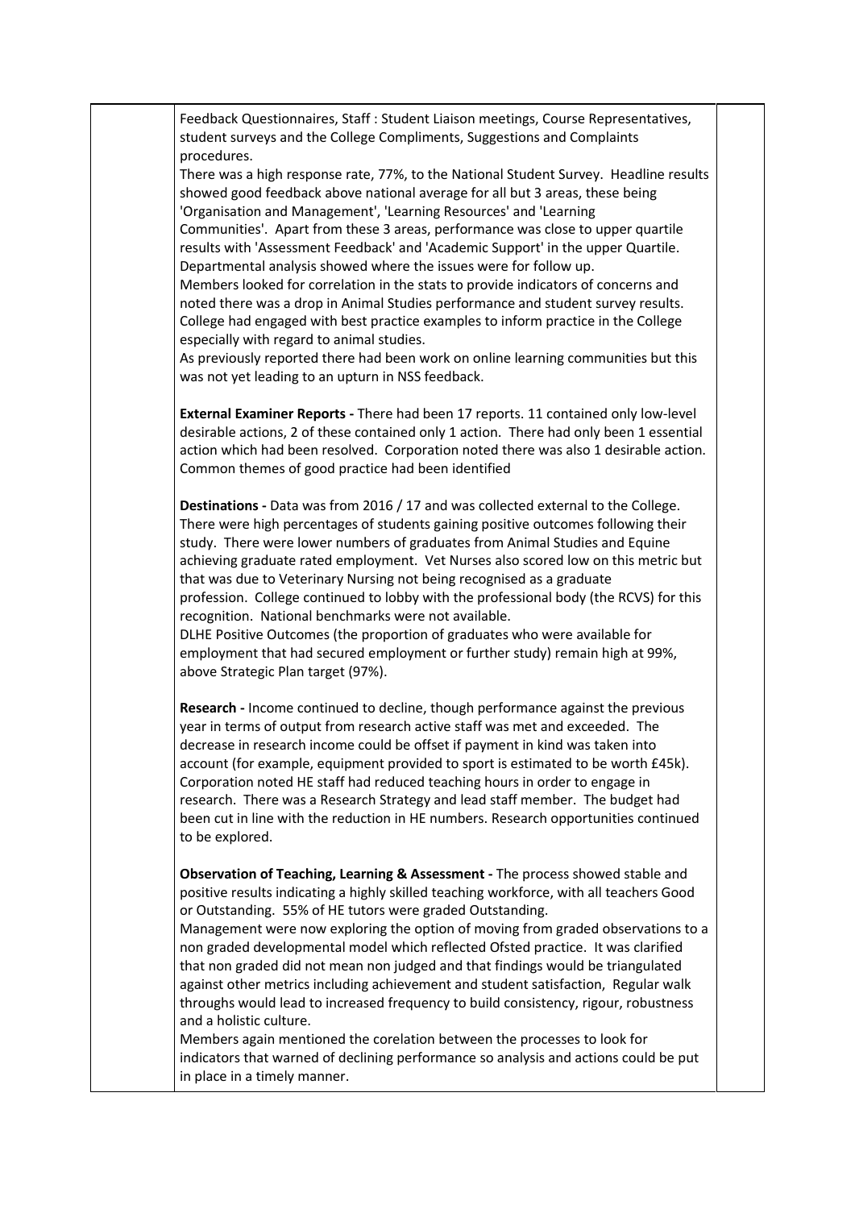Feedback Questionnaires, Staff : Student Liaison meetings, Course Representatives, student surveys and the College Compliments, Suggestions and Complaints procedures.

There was a high response rate, 77%, to the National Student Survey. Headline results showed good feedback above national average for all but 3 areas, these being 'Organisation and Management', 'Learning Resources' and 'Learning Communities'. Apart from these 3 areas, performance was close to upper quartile results with 'Assessment Feedback' and 'Academic Support' in the upper Quartile. Departmental analysis showed where the issues were for follow up.

Members looked for correlation in the stats to provide indicators of concerns and noted there was a drop in Animal Studies performance and student survey results. College had engaged with best practice examples to inform practice in the College especially with regard to animal studies.

As previously reported there had been work on online learning communities but this was not yet leading to an upturn in NSS feedback.

**External Examiner Reports -** There had been 17 reports. 11 contained only low-level desirable actions, 2 of these contained only 1 action. There had only been 1 essential action which had been resolved. Corporation noted there was also 1 desirable action. Common themes of good practice had been identified

**Destinations -** Data was from 2016 / 17 and was collected external to the College. There were high percentages of students gaining positive outcomes following their study. There were lower numbers of graduates from Animal Studies and Equine achieving graduate rated employment. Vet Nurses also scored low on this metric but that was due to Veterinary Nursing not being recognised as a graduate profession. College continued to lobby with the professional body (the RCVS) for this recognition. National benchmarks were not available.

DLHE Positive Outcomes (the proportion of graduates who were available for employment that had secured employment or further study) remain high at 99%, above Strategic Plan target (97%).

**Research -** Income continued to decline, though performance against the previous year in terms of output from research active staff was met and exceeded. The decrease in research income could be offset if payment in kind was taken into account (for example, equipment provided to sport is estimated to be worth £45k). Corporation noted HE staff had reduced teaching hours in order to engage in research. There was a Research Strategy and lead staff member. The budget had been cut in line with the reduction in HE numbers. Research opportunities continued to be explored.

**Observation of Teaching, Learning & Assessment -** The process showed stable and positive results indicating a highly skilled teaching workforce, with all teachers Good or Outstanding. 55% of HE tutors were graded Outstanding.

Management were now exploring the option of moving from graded observations to a non graded developmental model which reflected Ofsted practice. It was clarified that non graded did not mean non judged and that findings would be triangulated against other metrics including achievement and student satisfaction, Regular walk throughs would lead to increased frequency to build consistency, rigour, robustness and a holistic culture.

Members again mentioned the corelation between the processes to look for indicators that warned of declining performance so analysis and actions could be put in place in a timely manner.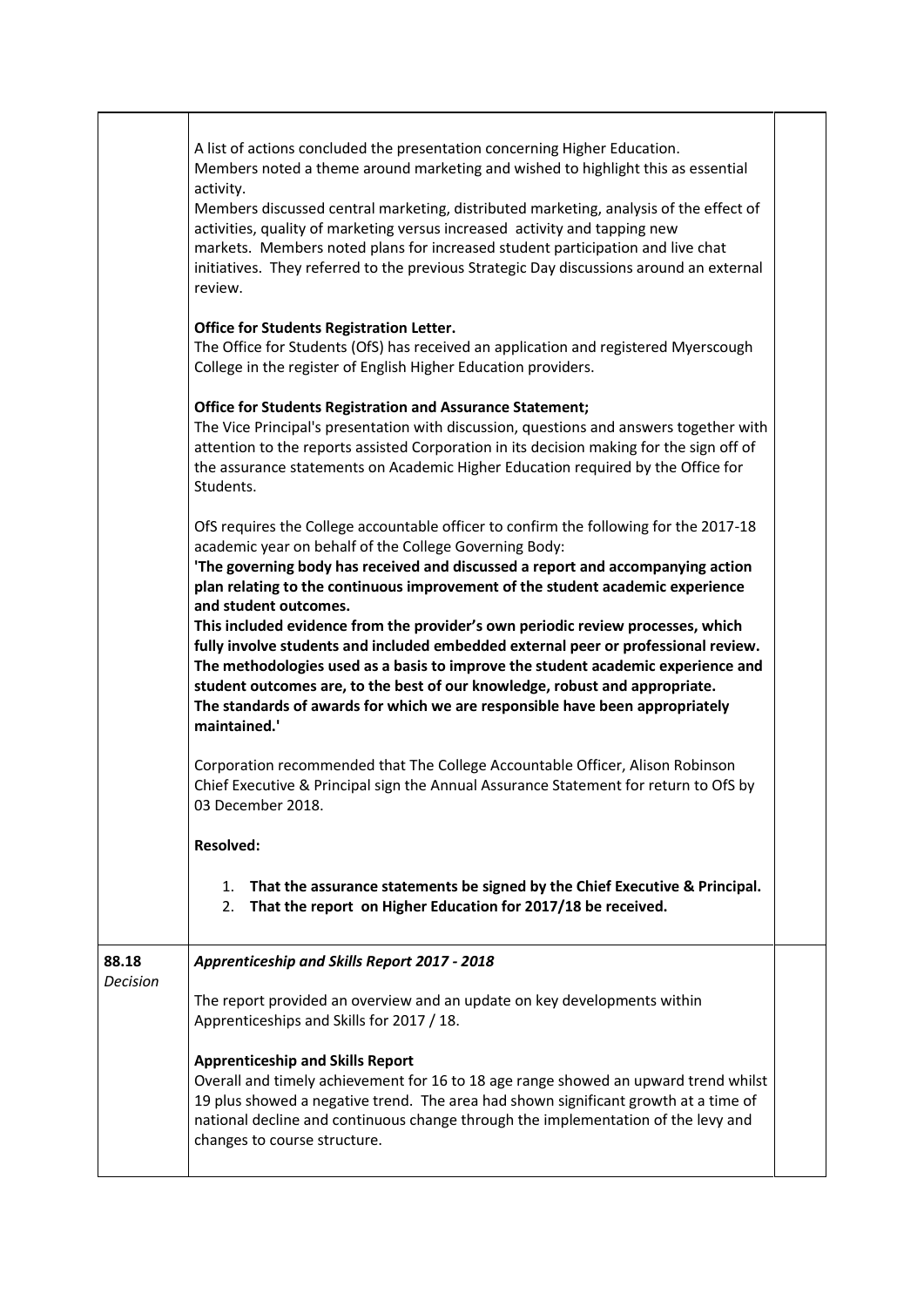| | | |
|---|---|---|
| | A list of actions concluded the presentation concerning Higher Education.<br>Members noted a theme around marketing and wished to highlight this as essential activity.<br>Members discussed central marketing, distributed marketing, analysis of the effect of activities, quality of marketing versus increased activity and tapping new markets. Members noted plans for increased student participation and live chat initiatives. They referred to the previous Strategic Day discussions around an external review.<br><br>**Office for Students Registration Letter.**<br>The Office for Students (OfS) has received an application and registered Myerscough College in the register of English Higher Education providers.<br><br>**Office for Students Registration and Assurance Statement;**<br>The Vice Principal's presentation with discussion, questions and answers together with attention to the reports assisted Corporation in its decision making for the sign off of the assurance statements on Academic Higher Education required by the Office for Students.<br><br>OfS requires the College accountable officer to confirm the following for the 2017-18 academic year on behalf of the College Governing Body:<br>**'The governing body has received and discussed a report and accompanying action plan relating to the continuous improvement of the student academic experience and student outcomes.**<br>**This included evidence from the provider's own periodic review processes, which fully involve students and included embedded external peer or professional review. The methodologies used as a basis to improve the student academic experience and student outcomes are, to the best of our knowledge, robust and appropriate.**<br>**The standards of awards for which we are responsible have been appropriately maintained.'**<br><br>Corporation recommended that The College Accountable Officer, Alison Robinson Chief Executive & Principal sign the Annual Assurance Statement for return to OfS by 03 December 2018.<br><br>**Resolved:**<br><br>1. **That the assurance statements be signed by the Chief Executive & Principal.**<br>2. **That the report on Higher Education for 2017/18 be received.** | |
| 88.18<br>*Decision* | ***Apprenticeship and Skills Report 2017 - 2018***<br><br>The report provided an overview and an update on key developments within Apprenticeships and Skills for 2017 / 18.<br><br>**Apprenticeship and Skills Report**<br>Overall and timely achievement for 16 to 18 age range showed an upward trend whilst 19 plus showed a negative trend. The area had shown significant growth at a time of national decline and continuous change through the implementation of the levy and changes to course structure. | |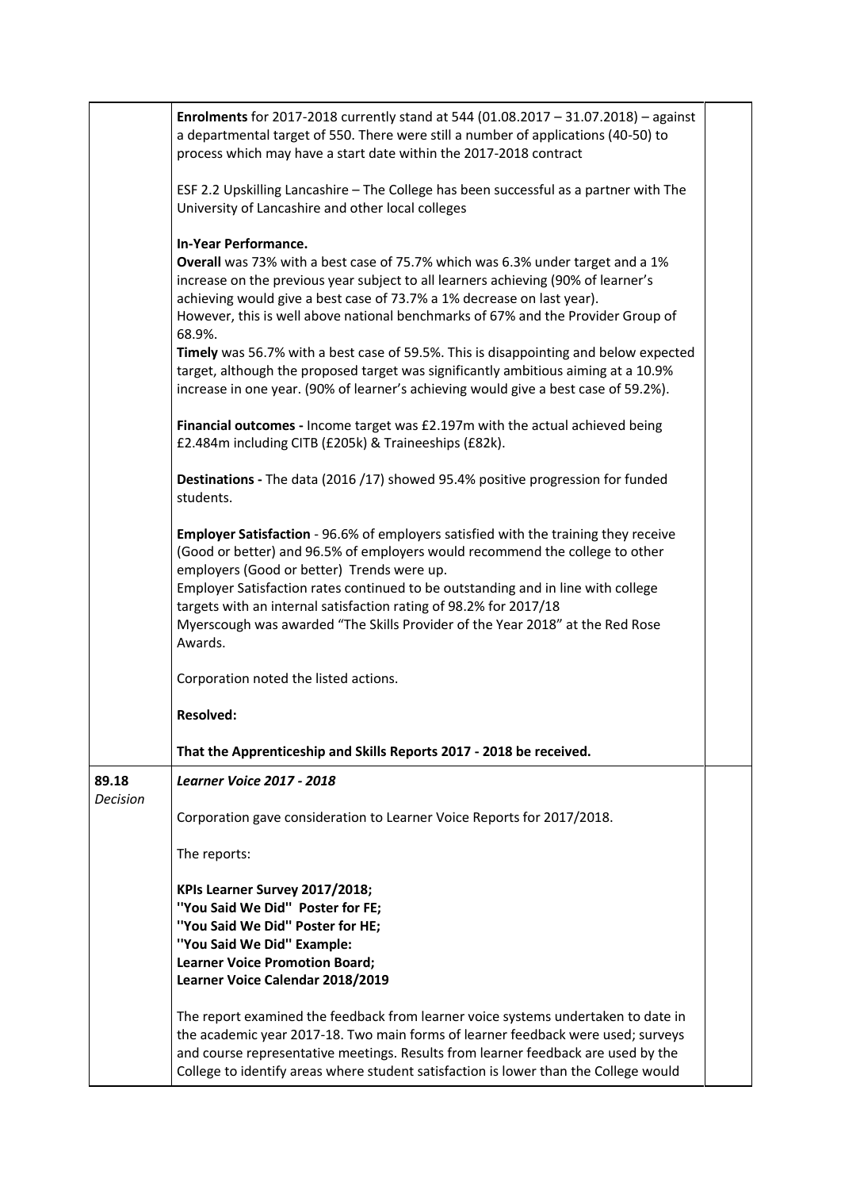| | | |
|---|---|---|
| | **Enrolments** for 2017-2018 currently stand at 544 (01.08.2017 – 31.07.2018) – against a departmental target of 550. There were still a number of applications (40-50) to process which may have a start date within the 2017-2018 contract<br><br>ESF 2.2 Upskilling Lancashire – The College has been successful as a partner with The University of Lancashire and other local colleges<br><br>**In-Year Performance.**<br>**Overall** was 73% with a best case of 75.7% which was 6.3% under target and a 1% increase on the previous year subject to all learners achieving (90% of learner's achieving would give a best case of 73.7% a 1% decrease on last year).<br>However, this is well above national benchmarks of 67% and the Provider Group of 68.9%.<br>**Timely** was 56.7% with a best case of 59.5%. This is disappointing and below expected target, although the proposed target was significantly ambitious aiming at a 10.9% increase in one year. (90% of learner's achieving would give a best case of 59.2%).<br><br>**Financial outcomes -** Income target was £2.197m with the actual achieved being £2.484m including CITB (£205k) & Traineeships (£82k).<br><br>**Destinations -** The data (2016 /17) showed 95.4% positive progression for funded students.<br><br>**Employer Satisfaction** - 96.6% of employers satisfied with the training they receive (Good or better) and 96.5% of employers would recommend the college to other employers (Good or better) Trends were up.<br>Employer Satisfaction rates continued to be outstanding and in line with college targets with an internal satisfaction rating of 98.2% for 2017/18<br>Myerscough was awarded "The Skills Provider of the Year 2018" at the Red Rose Awards.<br><br>Corporation noted the listed actions.<br><br>**Resolved:**<br><br>**That the Apprenticeship and Skills Reports 2017 - 2018 be received.** | |
| **89.18**<br>*Decision* | ***Learner Voice 2017 - 2018***<br><br>Corporation gave consideration to Learner Voice Reports for 2017/2018.<br><br>The reports:<br><br>**KPIs Learner Survey 2017/2018;**<br>**''You Said We Did'' Poster for FE;**<br>**''You Said We Did'' Poster for HE;**<br>**''You Said We Did'' Example:**<br>**Learner Voice Promotion Board;**<br>**Learner Voice Calendar 2018/2019**<br><br>The report examined the feedback from learner voice systems undertaken to date in the academic year 2017-18. Two main forms of learner feedback were used; surveys and course representative meetings. Results from learner feedback are used by the College to identify areas where student satisfaction is lower than the College would | |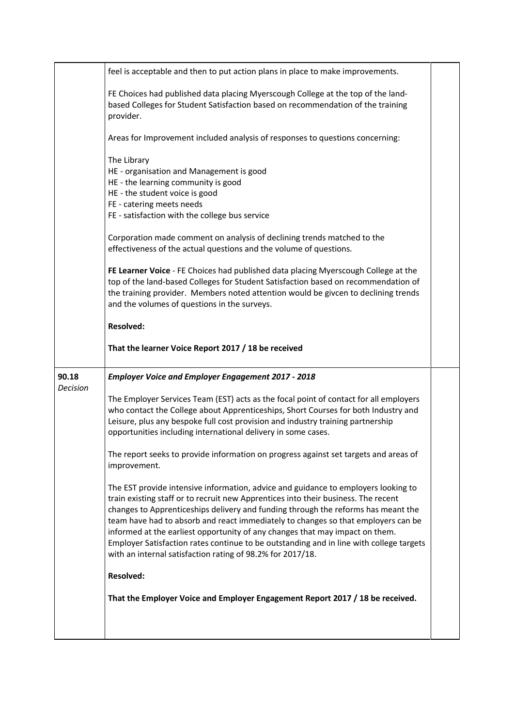| | | |
|---|---|---|
| | feel is acceptable and then to put action plans in place to make improvements.<br><br>FE Choices had published data placing Myerscough College at the top of the land-based Colleges for Student Satisfaction based on recommendation of the training provider.<br><br>Areas for Improvement included analysis of responses to questions concerning:<br><br>The Library<br>HE - organisation and Management is good<br>HE - the learning community is good<br>HE - the student voice is good<br>FE - catering meets needs<br>FE - satisfaction with the college bus service<br><br>Corporation made comment on analysis of declining trends matched to the effectiveness of the actual questions and the volume of questions.<br><br>**FE Learner Voice** - FE Choices had published data placing Myerscough College at the top of the land-based Colleges for Student Satisfaction based on recommendation of the training provider. Members noted attention would be givcen to declining trends and the volumes of questions in the surveys.<br><br>**Resolved:**<br><br>**That the learner Voice Report 2017 / 18 be received** | |
| **90.18**<br>*Decision* | ***Employer Voice and Employer Engagement 2017 - 2018***<br><br>The Employer Services Team (EST) acts as the focal point of contact for all employers who contact the College about Apprenticeships, Short Courses for both Industry and Leisure, plus any bespoke full cost provision and industry training partnership opportunities including international delivery in some cases.<br><br>The report seeks to provide information on progress against set targets and areas of improvement.<br><br>The EST provide intensive information, advice and guidance to employers looking to train existing staff or to recruit new Apprentices into their business. The recent changes to Apprenticeships delivery and funding through the reforms has meant the team have had to absorb and react immediately to changes so that employers can be informed at the earliest opportunity of any changes that may impact on them. Employer Satisfaction rates continue to be outstanding and in line with college targets with an internal satisfaction rating of 98.2% for 2017/18.<br><br>**Resolved:**<br><br>**That the Employer Voice and Employer Engagement Report 2017 / 18 be received.** | |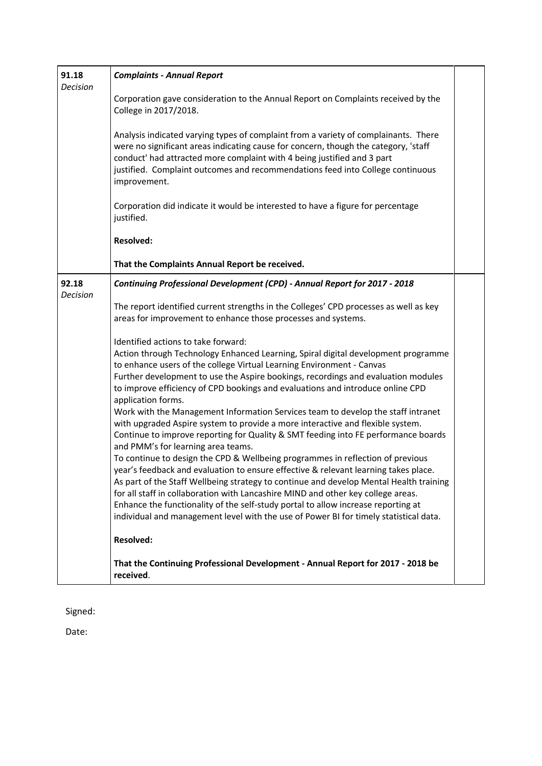| | | |
|---|---|---|
| **91.18** *Decision* | ***Complaints - Annual Report***<br><br>Corporation gave consideration to the Annual Report on Complaints received by the College in 2017/2018.<br><br>Analysis indicated varying types of complaint from a variety of complainants. There were no significant areas indicating cause for concern, though the category, 'staff conduct' had attracted more complaint with 4 being justified and 3 part justified. Complaint outcomes and recommendations feed into College continuous improvement.<br><br>Corporation did indicate it would be interested to have a figure for percentage justified.<br><br>**Resolved:**<br><br>**That the Complaints Annual Report be received.** | |
| **92.18** *Decision* | ***Continuing Professional Development (CPD) - Annual Report for 2017 - 2018***<br><br>The report identified current strengths in the Colleges' CPD processes as well as key areas for improvement to enhance those processes and systems.<br><br>Identified actions to take forward:<br>Action through Technology Enhanced Learning, Spiral digital development programme to enhance users of the college Virtual Learning Environment - Canvas<br>Further development to use the Aspire bookings, recordings and evaluation modules to improve efficiency of CPD bookings and evaluations and introduce online CPD application forms.<br>Work with the Management Information Services team to develop the staff intranet with upgraded Aspire system to provide a more interactive and flexible system.<br>Continue to improve reporting for Quality & SMT feeding into FE performance boards and PMM's for learning area teams.<br>To continue to design the CPD & Wellbeing programmes in reflection of previous year's feedback and evaluation to ensure effective & relevant learning takes place.<br>As part of the Staff Wellbeing strategy to continue and develop Mental Health training for all staff in collaboration with Lancashire MIND and other key college areas.<br>Enhance the functionality of the self-study portal to allow increase reporting at individual and management level with the use of Power BI for timely statistical data.<br><br>**Resolved:**<br><br>**That the Continuing Professional Development - Annual Report for 2017 - 2018 be received.** | |

Signed:

Date: